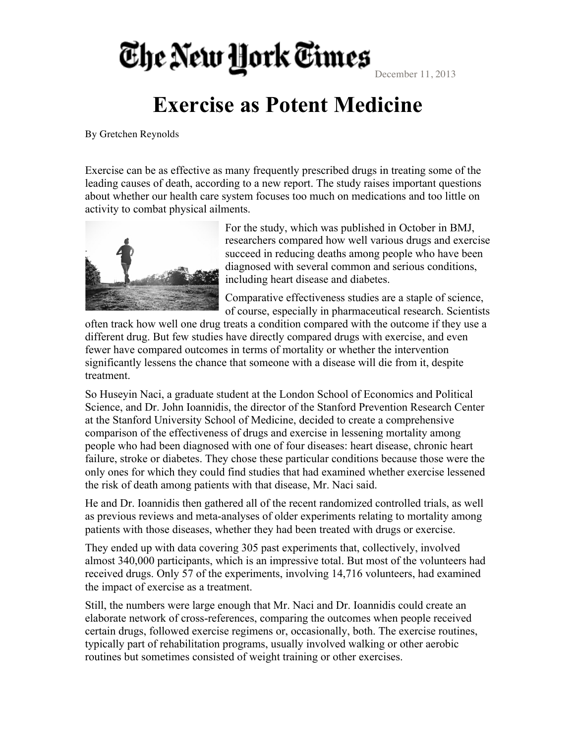The New York Times

December 11, 2013

# Exercise as Potent Medicine

By Gretchen Reynolds

Exercise can be as effective as many frequently prescribed drugs in treating some of the leading causes of death, according to a new report. The study raises important questions about whether our health care system focuses too much on medications and too little on activity to combat physical ailments.

For the study, which was published in October in BMJ, researchers compared how well various drugs and exercise succeed in reducing deaths among people who have been diagnosed with several common and serious conditions, including heart disease and diabetes.

Comparative effectiveness studies are a staple of science, of course, especially in pharmaceutical research. Scientists often track how well one drug treats a condition compared with the outcome if they use a different drug. But few studies have directly compared drugs with exercise, and even fewer have compared outcomes in terms of mortality or whether the intervention significantly lessens the chance that someone with a disease will die from it, despite treatment.

So Huseyin Naci, a graduate student at the London School of Economics and Political Science, and Dr. John Ioannidis, the director of the Stanford Prevention Research Center at the Stanford University School of Medicine, decided to create a comprehensive comparison of the effectiveness of drugs and exercise in lessening mortality among people who had been diagnosed with one of four diseases: heart disease, chronic heart failure, stroke or diabetes. They chose these particular conditions because those were the only ones for which they could find studies that had examined whether exercise lessened the risk of death among patients with that disease, Mr. Naci said.

He and Dr. Ioannidis then gathered all of the recent randomized controlled trials, as well as previous reviews and meta-analyses of older experiments relating to mortality among patients with those diseases, whether they had been treated with drugs or exercise.

They ended up with data covering 305 past experiments that, collectively, involved almost 340,000 participants, which is an impressive total. But most of the volunteers had received drugs. Only 57 of the experiments, involving 14,716 volunteers, had examined the impact of exercise as a treatment.

Still, the numbers were large enough that Mr. Naci and Dr. Ioannidis could create an elaborate network of cross-references, comparing the outcomes when people received certain drugs, followed exercise regimens or, occasionally, both. The exercise routines, typically part of rehabilitation programs, usually involved walking or other aerobic routines but sometimes consisted of weight training or other exercises.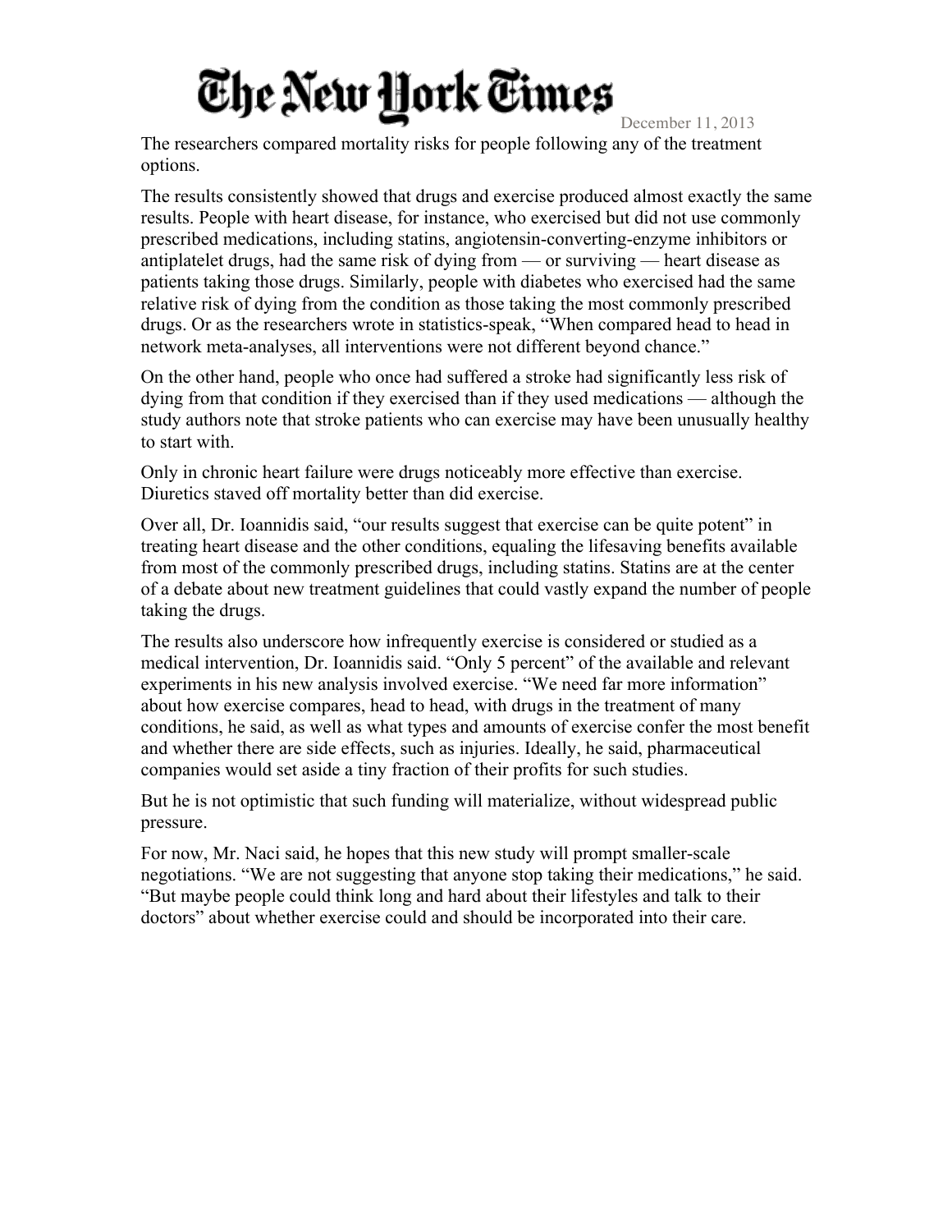The researchers compared mortality risks for people following any of the treatment options.

The results consistently showed that drugs and exercise produced almost exactly the same results. People with heart disease, for instance, who exercised but did not use commonly prescribed medications, including statins, angiotensin-converting-enzyme inhibitors or antiplatelet drugs, had the same risk of dying from — or surviving — heart disease as patients taking those drugs. Similarly, people with diabetes who exercised had the same relative risk of dying from the condition as those taking the most commonly prescribed drugs. Or as the researchers wrote in statistics-speak, "When compared head to head in network meta-analyses, all interventions were not different beyond chance."

On the other hand, people who once had suffered a stroke had significantly less risk of dying from that condition if they exercised than if they used medications — although the study authors note that stroke patients who can exercise may have been unusually healthy to start with.

Only in chronic heart failure were drugs noticeably more effective than exercise. Diuretics staved off mortality better than did exercise.

Over all, Dr. Ioannidis said, "our results suggest that exercise can be quite potent" in treating heart disease and the other conditions, equaling the lifesaving benefits available from most of the commonly prescribed drugs, including statins. Statins are at the center of a debate about new treatment guidelines that could vastly expand the number of people taking the drugs.

The results also underscore how infrequently exercise is considered or studied as a medical intervention, Dr. Ioannidis said. "Only 5 percent" of the available and relevant experiments in his new analysis involved exercise. "We need far more information" about how exercise compares, head to head, with drugs in the treatment of many conditions, he said, as well as what types and amounts of exercise confer the most benefit and whether there are side effects, such as injuries. Ideally, he said, pharmaceutical companies would set aside a tiny fraction of their profits for such studies.

But he is not optimistic that such funding will materialize, without widespread public pressure.

For now, Mr. Naci said, he hopes that this new study will prompt smaller-scale negotiations. "We are not suggesting that anyone stop taking their medications," he said. "But maybe people could think long and hard about their lifestyles and talk to their doctors" about whether exercise could and should be incorporated into their care.